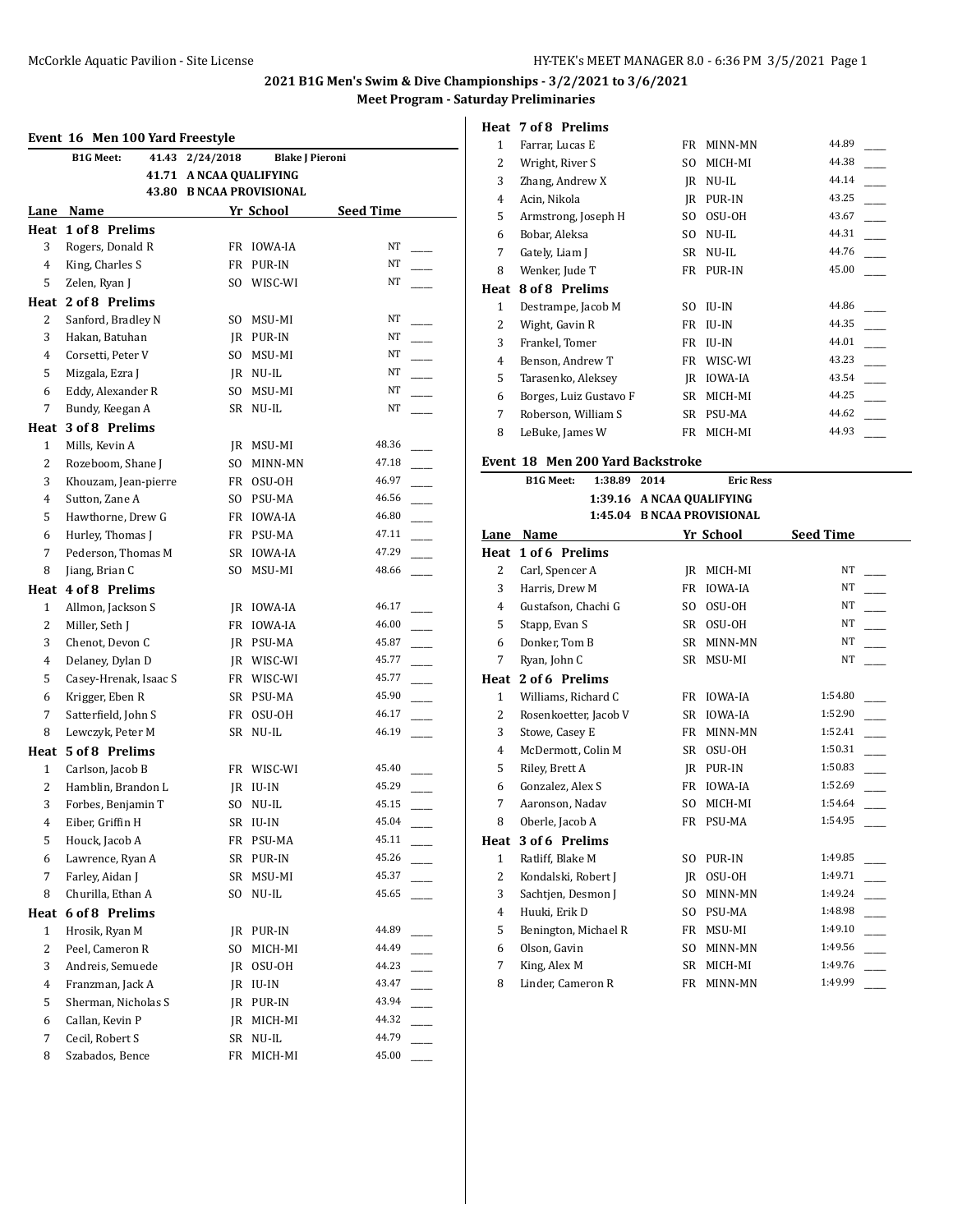## 2021 B1G Men's Swim & Dive Championships - 3/2/2021 to 3/6/2021

### Meet Program - Saturday Preliminaries

### Event 16 Men 100 Yard Freestyle

| | | | |
|---|---|---|---|
| B1G Meet: | 41.43 | 2/24/2018 | Blake J Pieroni |
| | 41.71 | A NCAA QUALIFYING | |
| | 43.80 | B NCAA PROVISIONAL | |

| Lane | Name | Yr | School | Seed Time |
|---|---|---|---|---|
| **Heat 1 of 8 Prelims** | | | | |
| 3 | Rogers, Donald R | FR | IOWA-IA | NT |
| 4 | King, Charles S | FR | PUR-IN | NT |
| 5 | Zelen, Ryan J | SO | WISC-WI | NT |
| **Heat 2 of 8 Prelims** | | | | |
| 2 | Sanford, Bradley N | SO | MSU-MI | NT |
| 3 | Hakan, Batuhan | JR | PUR-IN | NT |
| 4 | Corsetti, Peter V | SO | MSU-MI | NT |
| 5 | Mizgala, Ezra J | JR | NU-IL | NT |
| 6 | Eddy, Alexander R | SO | MSU-MI | NT |
| 7 | Bundy, Keegan A | SR | NU-IL | NT |
| **Heat 3 of 8 Prelims** | | | | |
| 1 | Mills, Kevin A | JR | MSU-MI | 48.36 |
| 2 | Rozeboom, Shane J | SO | MINN-MN | 47.18 |
| 3 | Khouzam, Jean-pierre | FR | OSU-OH | 46.97 |
| 4 | Sutton, Zane A | SO | PSU-MA | 46.56 |
| 5 | Hawthorne, Drew G | FR | IOWA-IA | 46.80 |
| 6 | Hurley, Thomas J | FR | PSU-MA | 47.11 |
| 7 | Pederson, Thomas M | SR | IOWA-IA | 47.29 |
| 8 | Jiang, Brian C | SO | MSU-MI | 48.66 |
| **Heat 4 of 8 Prelims** | | | | |
| 1 | Allmon, Jackson S | JR | IOWA-IA | 46.17 |
| 2 | Miller, Seth J | FR | IOWA-IA | 46.00 |
| 3 | Chenot, Devon C | JR | PSU-MA | 45.87 |
| 4 | Delaney, Dylan D | JR | WISC-WI | 45.77 |
| 5 | Casey-Hrenak, Isaac S | FR | WISC-WI | 45.77 |
| 6 | Krigger, Eben R | SR | PSU-MA | 45.90 |
| 7 | Satterfield, John S | FR | OSU-OH | 46.17 |
| 8 | Lewczyk, Peter M | SR | NU-IL | 46.19 |
| **Heat 5 of 8 Prelims** | | | | |
| 1 | Carlson, Jacob B | FR | WISC-WI | 45.40 |
| 2 | Hamblin, Brandon L | JR | IU-IN | 45.29 |
| 3 | Forbes, Benjamin T | SO | NU-IL | 45.15 |
| 4 | Eiber, Griffin H | SR | IU-IN | 45.04 |
| 5 | Houck, Jacob A | FR | PSU-MA | 45.11 |
| 6 | Lawrence, Ryan A | SR | PUR-IN | 45.26 |
| 7 | Farley, Aidan J | SR | MSU-MI | 45.37 |
| 8 | Churilla, Ethan A | SO | NU-IL | 45.65 |
| **Heat 6 of 8 Prelims** | | | | |
| 1 | Hrosik, Ryan M | JR | PUR-IN | 44.89 |
| 2 | Peel, Cameron R | SO | MICH-MI | 44.49 |
| 3 | Andreis, Semuede | JR | OSU-OH | 44.23 |
| 4 | Franzman, Jack A | JR | IU-IN | 43.47 |
| 5 | Sherman, Nicholas S | JR | PUR-IN | 43.94 |
| 6 | Callan, Kevin P | JR | MICH-MI | 44.32 |
| 7 | Cecil, Robert S | SR | NU-IL | 44.79 |
| 8 | Szabados, Bence | FR | MICH-MI | 45.00 |
| **Heat 7 of 8 Prelims** | | | | |
| 1 | Farrar, Lucas E | FR | MINN-MN | 44.89 |
| 2 | Wright, River S | SO | MICH-MI | 44.38 |
| 3 | Zhang, Andrew X | JR | NU-IL | 44.14 |
| 4 | Acin, Nikola | JR | PUR-IN | 43.25 |
| 5 | Armstrong, Joseph H | SO | OSU-OH | 43.67 |
| 6 | Bobar, Aleksa | SO | NU-IL | 44.31 |
| 7 | Gately, Liam J | SR | NU-IL | 44.76 |
| 8 | Wenker, Jude T | FR | PUR-IN | 45.00 |
| **Heat 8 of 8 Prelims** | | | | |
| 1 | Destrampe, Jacob M | SO | IU-IN | 44.86 |
| 2 | Wight, Gavin R | FR | IU-IN | 44.35 |
| 3 | Frankel, Tomer | FR | IU-IN | 44.01 |
| 4 | Benson, Andrew T | FR | WISC-WI | 43.23 |
| 5 | Tarasenko, Aleksey | JR | IOWA-IA | 43.54 |
| 6 | Borges, Luiz Gustavo F | SR | MICH-MI | 44.25 |
| 7 | Roberson, William S | SR | PSU-MA | 44.62 |
| 8 | LeBuke, James W | FR | MICH-MI | 44.93 |

### Event 18 Men 200 Yard Backstroke

| | | | |
|---|---|---|---|
| B1G Meet: | 1:38.89 | 2014 | Eric Ress |
| | 1:39.16 | A NCAA QUALIFYING | |
| | 1:45.04 | B NCAA PROVISIONAL | |

| Lane | Name | Yr | School | Seed Time |
|---|---|---|---|---|
| **Heat 1 of 6 Prelims** | | | | |
| 2 | Carl, Spencer A | JR | MICH-MI | NT |
| 3 | Harris, Drew M | FR | IOWA-IA | NT |
| 4 | Gustafson, Chachi G | SO | OSU-OH | NT |
| 5 | Stapp, Evan S | SR | OSU-OH | NT |
| 6 | Donker, Tom B | SR | MINN-MN | NT |
| 7 | Ryan, John C | SR | MSU-MI | NT |
| **Heat 2 of 6 Prelims** | | | | |
| 1 | Williams, Richard C | FR | IOWA-IA | 1:54.80 |
| 2 | Rosenkoetter, Jacob V | SR | IOWA-IA | 1:52.90 |
| 3 | Stowe, Casey E | FR | MINN-MN | 1:52.41 |
| 4 | McDermott, Colin M | SR | OSU-OH | 1:50.31 |
| 5 | Riley, Brett A | JR | PUR-IN | 1:50.83 |
| 6 | Gonzalez, Alex S | FR | IOWA-IA | 1:52.69 |
| 7 | Aaronson, Nadav | SO | MICH-MI | 1:54.64 |
| 8 | Oberle, Jacob A | FR | PSU-MA | 1:54.95 |
| **Heat 3 of 6 Prelims** | | | | |
| 1 | Ratliff, Blake M | SO | PUR-IN | 1:49.85 |
| 2 | Kondalski, Robert J | JR | OSU-OH | 1:49.71 |
| 3 | Sachtjen, Desmon J | SO | MINN-MN | 1:49.24 |
| 4 | Huuki, Erik D | SO | PSU-MA | 1:48.98 |
| 5 | Benington, Michael R | FR | MSU-MI | 1:49.10 |
| 6 | Olson, Gavin | SO | MINN-MN | 1:49.56 |
| 7 | King, Alex M | SR | MICH-MI | 1:49.76 |
| 8 | Linder, Cameron R | FR | MINN-MN | 1:49.99 |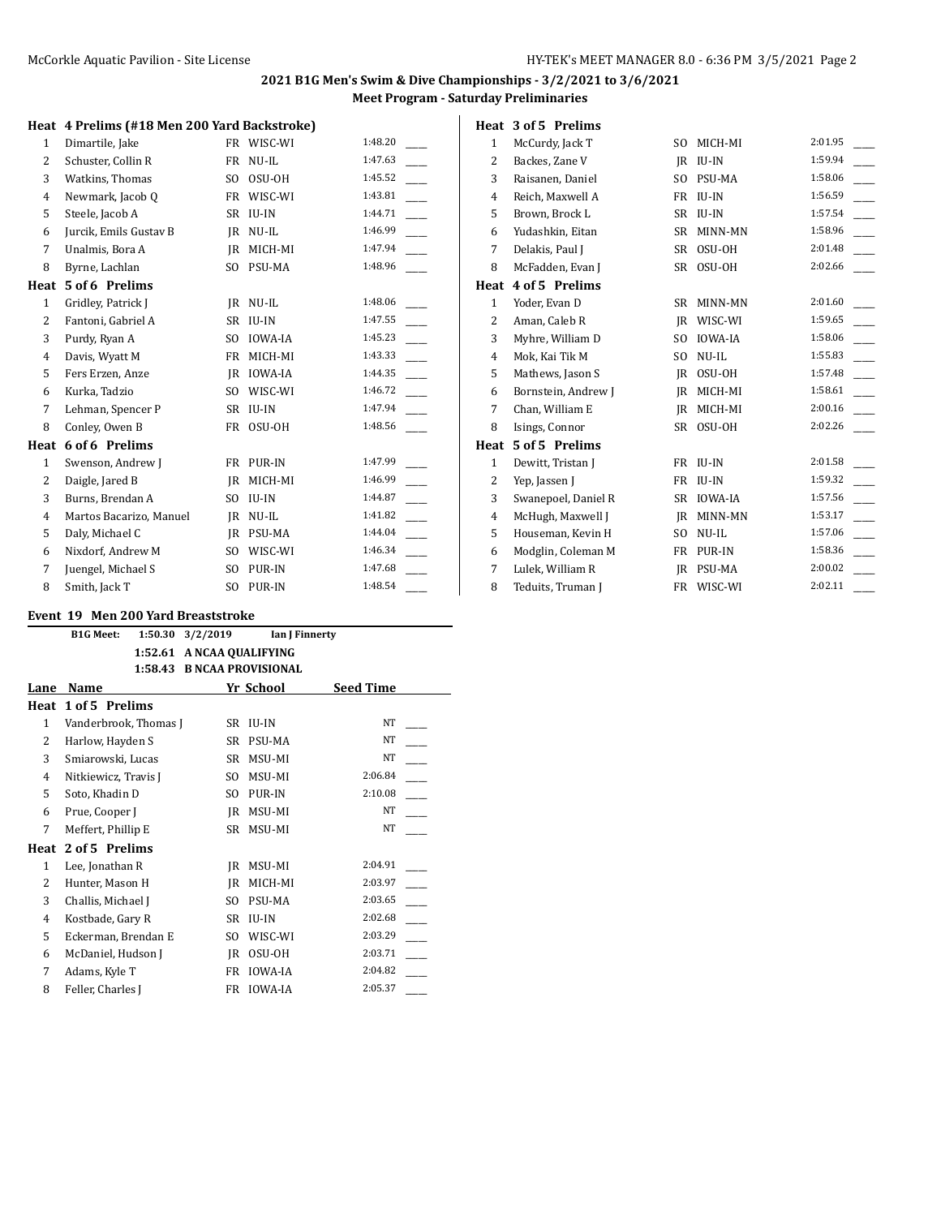## 2021 B1G Men's Swim & Dive Championships - 3/2/2021 to 3/6/2021
### Meet Program - Saturday Preliminaries

**Heat 4 Prelims (#18 Men 200 Yard Backstroke)**

| Lane | Name | Yr | School | Seed Time | |
|---|---|---|---|---|---|
| 1 | Dimartile, Jake | FR | WISC-WI | 1:48.20 | ___ |
| 2 | Schuster, Collin R | FR | NU-IL | 1:47.63 | ___ |
| 3 | Watkins, Thomas | SO | OSU-OH | 1:45.52 | ___ |
| 4 | Newmark, Jacob Q | FR | WISC-WI | 1:43.81 | ___ |
| 5 | Steele, Jacob A | SR | IU-IN | 1:44.71 | ___ |
| 6 | Jurcik, Emils Gustav B | JR | NU-IL | 1:46.99 | ___ |
| 7 | Unalmis, Bora A | JR | MICH-MI | 1:47.94 | ___ |
| 8 | Byrne, Lachlan | SO | PSU-MA | 1:48.96 | ___ |

**Heat 5 of 6 Prelims**

| Lane | Name | Yr | School | Seed Time | |
|---|---|---|---|---|---|
| 1 | Gridley, Patrick J | JR | NU-IL | 1:48.06 | ___ |
| 2 | Fantoni, Gabriel A | SR | IU-IN | 1:47.55 | ___ |
| 3 | Purdy, Ryan A | SO | IOWA-IA | 1:45.23 | ___ |
| 4 | Davis, Wyatt M | FR | MICH-MI | 1:43.33 | ___ |
| 5 | Fers Erzen, Anze | JR | IOWA-IA | 1:44.35 | ___ |
| 6 | Kurka, Tadzio | SO | WISC-WI | 1:46.72 | ___ |
| 7 | Lehman, Spencer P | SR | IU-IN | 1:47.94 | ___ |
| 8 | Conley, Owen B | FR | OSU-OH | 1:48.56 | ___ |

**Heat 6 of 6 Prelims**

| Lane | Name | Yr | School | Seed Time | |
|---|---|---|---|---|---|
| 1 | Swenson, Andrew J | FR | PUR-IN | 1:47.99 | ___ |
| 2 | Daigle, Jared B | JR | MICH-MI | 1:46.99 | ___ |
| 3 | Burns, Brendan A | SO | IU-IN | 1:44.87 | ___ |
| 4 | Martos Bacarizo, Manuel | JR | NU-IL | 1:41.82 | ___ |
| 5 | Daly, Michael C | JR | PSU-MA | 1:44.04 | ___ |
| 6 | Nixdorf, Andrew M | SO | WISC-WI | 1:46.34 | ___ |
| 7 | Juengel, Michael S | SO | PUR-IN | 1:47.68 | ___ |
| 8 | Smith, Jack T | SO | PUR-IN | 1:48.54 | ___ |

### Event 19 Men 200 Yard Breaststroke

B1G Meet: 1:50.30 3/2/2019 Ian J Finnerty
1:52.61 A NCAA QUALIFYING
1:58.43 B NCAA PROVISIONAL

**Heat 1 of 5 Prelims**

| Lane | Name | Yr | School | Seed Time | |
|---|---|---|---|---|---|
| 1 | Vanderbrook, Thomas J | SR | IU-IN | NT | ___ |
| 2 | Harlow, Hayden S | SR | PSU-MA | NT | ___ |
| 3 | Smiarowski, Lucas | SR | MSU-MI | NT | ___ |
| 4 | Nitkiewicz, Travis J | SO | MSU-MI | 2:06.84 | ___ |
| 5 | Soto, Khadin D | SO | PUR-IN | 2:10.08 | ___ |
| 6 | Prue, Cooper J | JR | MSU-MI | NT | ___ |
| 7 | Meffert, Phillip E | SR | MSU-MI | NT | ___ |

**Heat 2 of 5 Prelims**

| Lane | Name | Yr | School | Seed Time | |
|---|---|---|---|---|---|
| 1 | Lee, Jonathan R | JR | MSU-MI | 2:04.91 | ___ |
| 2 | Hunter, Mason H | JR | MICH-MI | 2:03.97 | ___ |
| 3 | Challis, Michael J | SO | PSU-MA | 2:03.65 | ___ |
| 4 | Kostbade, Gary R | SR | IU-IN | 2:02.68 | ___ |
| 5 | Eckerman, Brendan E | SO | WISC-WI | 2:03.29 | ___ |
| 6 | McDaniel, Hudson J | JR | OSU-OH | 2:03.71 | ___ |
| 7 | Adams, Kyle T | FR | IOWA-IA | 2:04.82 | ___ |
| 8 | Feller, Charles J | FR | IOWA-IA | 2:05.37 | ___ |

**Heat 3 of 5 Prelims**

| Lane | Name | Yr | School | Seed Time | |
|---|---|---|---|---|---|
| 1 | McCurdy, Jack T | SO | MICH-MI | 2:01.95 | ___ |
| 2 | Backes, Zane V | JR | IU-IN | 1:59.94 | ___ |
| 3 | Raisanen, Daniel | SO | PSU-MA | 1:58.06 | ___ |
| 4 | Reich, Maxwell A | FR | IU-IN | 1:56.59 | ___ |
| 5 | Brown, Brock L | SR | IU-IN | 1:57.54 | ___ |
| 6 | Yudashkin, Eitan | SR | MINN-MN | 1:58.96 | ___ |
| 7 | Delakis, Paul J | SR | OSU-OH | 2:01.48 | ___ |
| 8 | McFadden, Evan J | SR | OSU-OH | 2:02.66 | ___ |

**Heat 4 of 5 Prelims**

| Lane | Name | Yr | School | Seed Time | |
|---|---|---|---|---|---|
| 1 | Yoder, Evan D | SR | MINN-MN | 2:01.60 | ___ |
| 2 | Aman, Caleb R | JR | WISC-WI | 1:59.65 | ___ |
| 3 | Myhre, William D | SO | IOWA-IA | 1:58.06 | ___ |
| 4 | Mok, Kai Tik M | SO | NU-IL | 1:55.83 | ___ |
| 5 | Mathews, Jason S | JR | OSU-OH | 1:57.48 | ___ |
| 6 | Bornstein, Andrew J | JR | MICH-MI | 1:58.61 | ___ |
| 7 | Chan, William E | JR | MICH-MI | 2:00.16 | ___ |
| 8 | Isings, Connor | SR | OSU-OH | 2:02.26 | ___ |

**Heat 5 of 5 Prelims**

| Lane | Name | Yr | School | Seed Time | |
|---|---|---|---|---|---|
| 1 | Dewitt, Tristan J | FR | IU-IN | 2:01.58 | ___ |
| 2 | Yep, Jassen J | FR | IU-IN | 1:59.32 | ___ |
| 3 | Swanepoel, Daniel R | SR | IOWA-IA | 1:57.56 | ___ |
| 4 | McHugh, Maxwell J | JR | MINN-MN | 1:53.17 | ___ |
| 5 | Houseman, Kevin H | SO | NU-IL | 1:57.06 | ___ |
| 6 | Modglin, Coleman M | FR | PUR-IN | 1:58.36 | ___ |
| 7 | Lulek, William R | JR | PSU-MA | 2:00.02 | ___ |
| 8 | Teduits, Truman J | FR | WISC-WI | 2:02.11 | ___ |